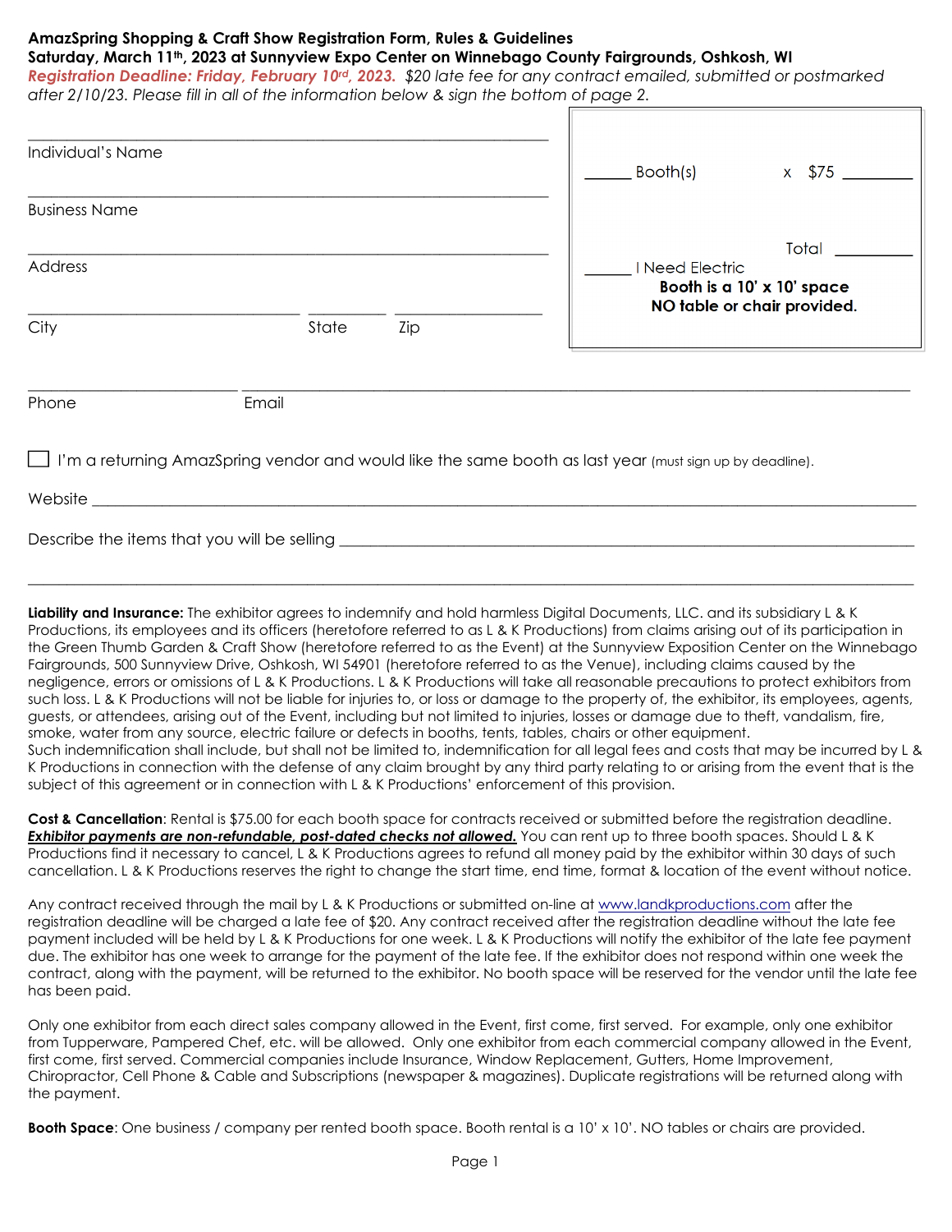**AmazSpring Shopping & Craft Show Registration Form, Rules & Guidelines**
**Saturday, March 11th, 2023 at Sunnyview Expo Center on Winnebago County Fairgrounds, Oshkosh, WI**
***Registration Deadline: Friday, February 10rd, 2023.*** *$20 late fee for any contract emailed, submitted or postmarked after 2/10/23. Please fill in all of the information below & sign the bottom of page 2.*

\_\_\_\_\_\_\_\_\_\_\_\_\_\_\_\_\_\_\_\_\_\_\_\_\_\_\_\_\_\_\_\_\_\_\_\_\_\_\_\_
Individual's Name

\_\_\_\_\_\_\_\_\_\_\_\_\_\_\_\_\_\_\_\_\_\_\_\_\_\_\_\_\_\_\_\_\_\_\_\_\_\_\_\_
Business Name

\_\_\_\_\_\_\_\_\_\_\_\_\_\_\_\_\_\_\_\_\_\_\_\_\_\_\_\_\_\_\_\_\_\_\_\_\_\_\_\_
Address

\_\_\_\_\_\_\_\_\_\_\_\_\_\_\_\_\_\_\_\_ \_\_\_\_\_\_\_\_ \_\_\_\_\_\_\_\_\_\_
City State Zip

\_\_\_\_\_\_ Booth(s) x $75 \_\_\_\_\_\_\_\_

Total \_\_\_\_\_\_\_\_

\_\_\_\_\_\_ I Need Electric

**Booth is a 10' x 10' space**
**NO table or chair provided.**

\_\_\_\_\_\_\_\_\_\_\_\_\_\_\_\_ \_\_\_\_\_\_\_\_\_\_\_\_\_\_\_\_\_\_\_\_\_\_\_\_\_\_\_\_\_\_\_\_\_\_\_\_\_\_\_\_
Phone Email

☐ I'm a returning AmazSpring vendor and would like the same booth as last year (must sign up by deadline).

Website \_\_\_\_\_\_\_\_\_\_\_\_\_\_\_\_\_\_\_\_\_\_\_\_\_\_\_\_\_\_\_\_\_\_\_\_\_\_\_\_\_\_\_\_\_\_\_\_\_\_\_\_

Describe the items that you will be selling \_\_\_\_\_\_\_\_\_\_\_\_\_\_\_\_\_\_\_\_\_\_\_\_\_\_\_\_\_\_\_\_\_\_\_\_

\_\_\_\_\_\_\_\_\_\_\_\_\_\_\_\_\_\_\_\_\_\_\_\_\_\_\_\_\_\_\_\_\_\_\_\_\_\_\_\_\_\_\_\_\_\_\_\_\_\_\_\_\_\_\_\_\_\_\_\_

**Liability and Insurance:** The exhibitor agrees to indemnify and hold harmless Digital Documents, LLC. and its subsidiary L & K Productions, its employees and its officers (heretofore referred to as L & K Productions) from claims arising out of its participation in the Green Thumb Garden & Craft Show (heretofore referred to as the Event) at the Sunnyview Exposition Center on the Winnebago Fairgrounds, 500 Sunnyview Drive, Oshkosh, WI 54901 (heretofore referred to as the Venue), including claims caused by the negligence, errors or omissions of L & K Productions. L & K Productions will take all reasonable precautions to protect exhibitors from such loss. L & K Productions will not be liable for injuries to, or loss or damage to the property of, the exhibitor, its employees, agents, guests, or attendees, arising out of the Event, including but not limited to injuries, losses or damage due to theft, vandalism, fire, smoke, water from any source, electric failure or defects in booths, tents, tables, chairs or other equipment.
Such indemnification shall include, but shall not be limited to, indemnification for all legal fees and costs that may be incurred by L & K Productions in connection with the defense of any claim brought by any third party relating to or arising from the event that is the subject of this agreement or in connection with L & K Productions' enforcement of this provision.

**Cost & Cancellation**: Rental is $75.00 for each booth space for contracts received or submitted before the registration deadline. ***Exhibitor payments are non-refundable, post-dated checks not allowed.*** You can rent up to three booth spaces. Should L & K Productions find it necessary to cancel, L & K Productions agrees to refund all money paid by the exhibitor within 30 days of such cancellation. L & K Productions reserves the right to change the start time, end time, format & location of the event without notice.

Any contract received through the mail by L & K Productions or submitted on-line at www.landkproductions.com after the registration deadline will be charged a late fee of $20. Any contract received after the registration deadline without the late fee payment included will be held by L & K Productions for one week. L & K Productions will notify the exhibitor of the late fee payment due. The exhibitor has one week to arrange for the payment of the late fee. If the exhibitor does not respond within one week the contract, along with the payment, will be returned to the exhibitor. No booth space will be reserved for the vendor until the late fee has been paid.

Only one exhibitor from each direct sales company allowed in the Event, first come, first served. For example, only one exhibitor from Tupperware, Pampered Chef, etc. will be allowed. Only one exhibitor from each commercial company allowed in the Event, first come, first served. Commercial companies include Insurance, Window Replacement, Gutters, Home Improvement, Chiropractor, Cell Phone & Cable and Subscriptions (newspaper & magazines). Duplicate registrations will be returned along with the payment.

**Booth Space**: One business / company per rented booth space. Booth rental is a 10' x 10'. NO tables or chairs are provided.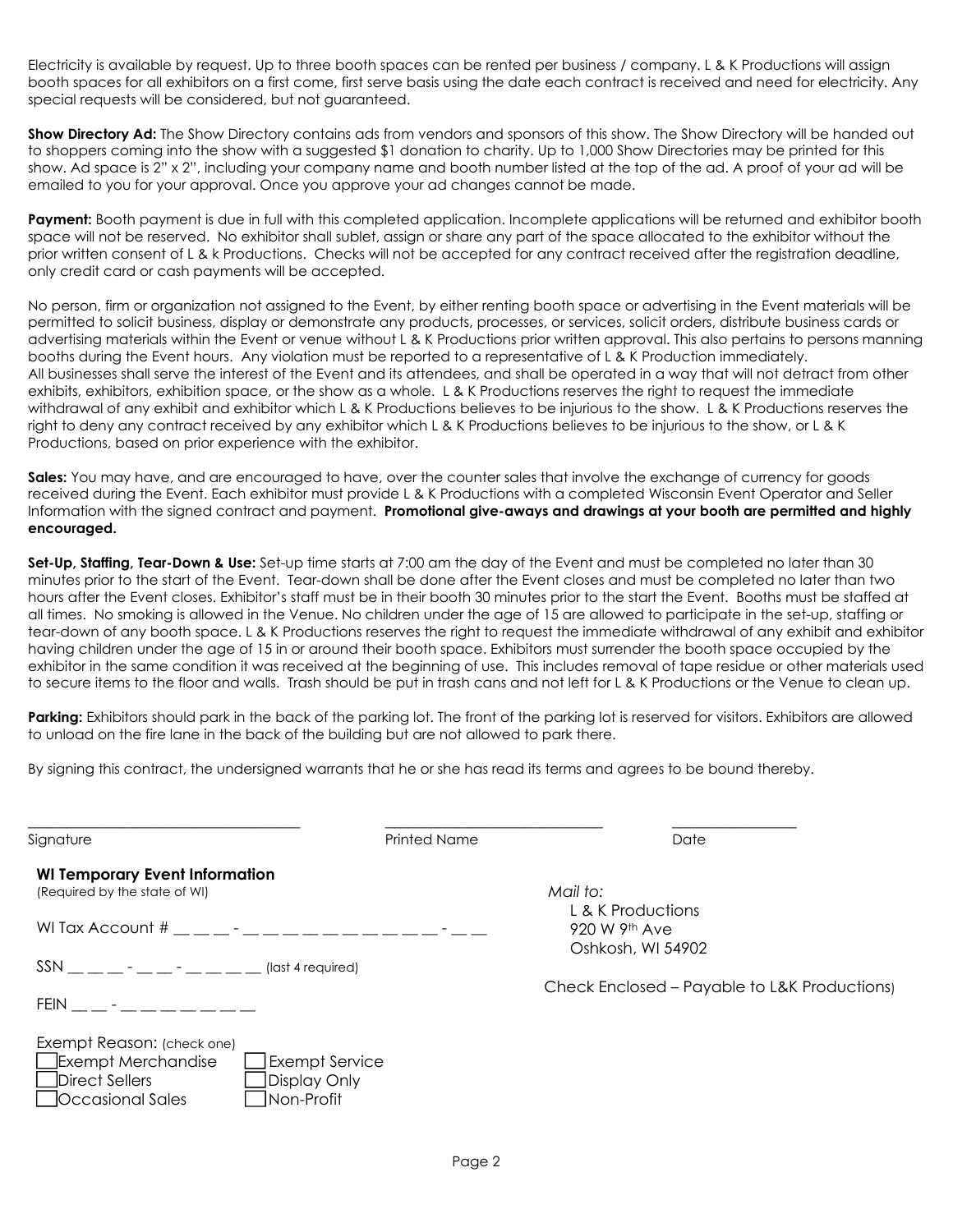Electricity is available by request. Up to three booth spaces can be rented per business / company. L & K Productions will assign booth spaces for all exhibitors on a first come, first serve basis using the date each contract is received and need for electricity. Any special requests will be considered, but not guaranteed.

**Show Directory Ad:** The Show Directory contains ads from vendors and sponsors of this show. The Show Directory will be handed out to shoppers coming into the show with a suggested $1 donation to charity. Up to 1,000 Show Directories may be printed for this show. Ad space is 2" x 2", including your company name and booth number listed at the top of the ad. A proof of your ad will be emailed to you for your approval. Once you approve your ad changes cannot be made.

**Payment:** Booth payment is due in full with this completed application. Incomplete applications will be returned and exhibitor booth space will not be reserved. No exhibitor shall sublet, assign or share any part of the space allocated to the exhibitor without the prior written consent of L & k Productions. Checks will not be accepted for any contract received after the registration deadline, only credit card or cash payments will be accepted.

No person, firm or organization not assigned to the Event, by either renting booth space or advertising in the Event materials will be permitted to solicit business, display or demonstrate any products, processes, or services, solicit orders, distribute business cards or advertising materials within the Event or venue without L & K Productions prior written approval. This also pertains to persons manning booths during the Event hours. Any violation must be reported to a representative of L & K Production immediately.
All businesses shall serve the interest of the Event and its attendees, and shall be operated in a way that will not detract from other exhibits, exhibitors, exhibition space, or the show as a whole. L & K Productions reserves the right to request the immediate withdrawal of any exhibit and exhibitor which L & K Productions believes to be injurious to the show. L & K Productions reserves the right to deny any contract received by any exhibitor which L & K Productions believes to be injurious to the show, or L & K Productions, based on prior experience with the exhibitor.

**Sales:** You may have, and are encouraged to have, over the counter sales that involve the exchange of currency for goods received during the Event. Each exhibitor must provide L & K Productions with a completed Wisconsin Event Operator and Seller Information with the signed contract and payment. **Promotional give-aways and drawings at your booth are permitted and highly encouraged.**

**Set-Up, Staffing, Tear-Down & Use:** Set-up time starts at 7:00 am the day of the Event and must be completed no later than 30 minutes prior to the start of the Event. Tear-down shall be done after the Event closes and must be completed no later than two hours after the Event closes. Exhibitor's staff must be in their booth 30 minutes prior to the start the Event. Booths must be staffed at all times. No smoking is allowed in the Venue. No children under the age of 15 are allowed to participate in the set-up, staffing or tear-down of any booth space. L & K Productions reserves the right to request the immediate withdrawal of any exhibit and exhibitor having children under the age of 15 in or around their booth space. Exhibitors must surrender the booth space occupied by the exhibitor in the same condition it was received at the beginning of use. This includes removal of tape residue or other materials used to secure items to the floor and walls. Trash should be put in trash cans and not left for L & K Productions or the Venue to clean up.

**Parking:** Exhibitors should park in the back of the parking lot. The front of the parking lot is reserved for visitors. Exhibitors are allowed to unload on the fire lane in the back of the building but are not allowed to park there.

By signing this contract, the undersigned warrants that he or she has read its terms and agrees to be bound thereby.

\_\_\_\_\_\_\_\_\_\_\_\_\_\_\_\_\_\_\_\_\_\_\_\_\_\_\_\_\_\_ &nbsp; \_\_\_\_\_\_\_\_\_\_\_\_\_\_\_\_\_\_\_\_\_\_\_\_\_\_ &nbsp; \_\_\_\_\_\_\_\_\_\_\_\_\_\_\_\_

Signature &nbsp;&nbsp;&nbsp;&nbsp; Printed Name &nbsp;&nbsp;&nbsp;&nbsp; Date

**WI Temporary Event Information**
(Required by the state of WI)

WI Tax Account # __ __ __ - __ __ __ __ __ __ __ __ __ __ - __ __

SSN __ __ __ - __ __ - __ __ __ __ (last 4 required)

FEIN __ __ - __ __ __ __ __ __ __

Exempt Reason: (check one)

- ☐ Exempt Merchandise
- ☐ Direct Sellers
- ☐ Occasional Sales
- ☐ Exempt Service
- ☐ Display Only
- ☐ Non-Profit

*Mail to:*
L & K Productions
920 W 9th Ave
Oshkosh, WI 54902

Check Enclosed – Payable to L&K Productions)